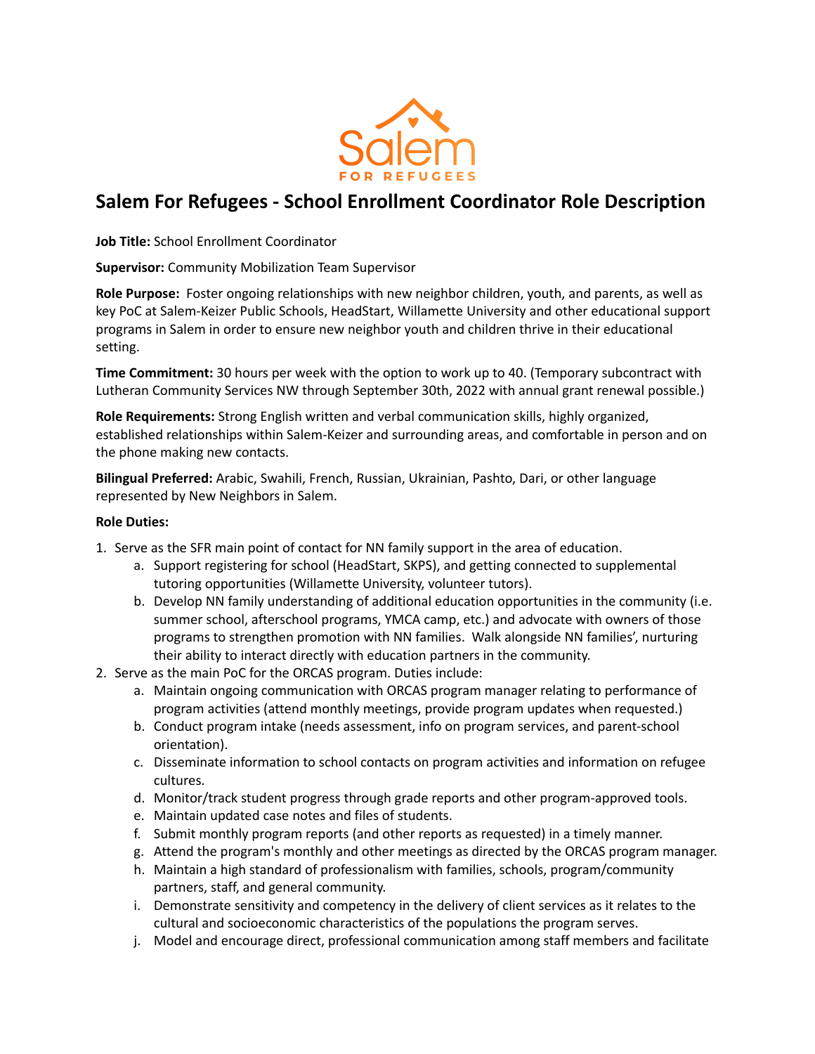Salem

FOR REFUGEES

# Salem For Refugees - School Enrollment Coordinator Role Description

**Job Title:** School Enrollment Coordinator

**Supervisor:** Community Mobilization Team Supervisor

**Role Purpose:** Foster ongoing relationships with new neighbor children, youth, and parents, as well as key PoC at Salem-Keizer Public Schools, HeadStart, Willamette University and other educational support programs in Salem in order to ensure new neighbor youth and children thrive in their educational setting.

**Time Commitment:** 30 hours per week with the option to work up to 40. (Temporary subcontract with Lutheran Community Services NW through September 30th, 2022 with annual grant renewal possible.)

**Role Requirements:** Strong English written and verbal communication skills, highly organized, established relationships within Salem-Keizer and surrounding areas, and comfortable in person and on the phone making new contacts.

**Bilingual Preferred:** Arabic, Swahili, French, Russian, Ukrainian, Pashto, Dari, or other language represented by New Neighbors in Salem.

**Role Duties:**

1. Serve as the SFR main point of contact for NN family support in the area of education.
    a. Support registering for school (HeadStart, SKPS), and getting connected to supplemental tutoring opportunities (Willamette University, volunteer tutors).
    b. Develop NN family understanding of additional education opportunities in the community (i.e. summer school, afterschool programs, YMCA camp, etc.) and advocate with owners of those programs to strengthen promotion with NN families. Walk alongside NN families', nurturing their ability to interact directly with education partners in the community.
2. Serve as the main PoC for the ORCAS program. Duties include:
    a. Maintain ongoing communication with ORCAS program manager relating to performance of program activities (attend monthly meetings, provide program updates when requested.)
    b. Conduct program intake (needs assessment, info on program services, and parent-school orientation).
    c. Disseminate information to school contacts on program activities and information on refugee cultures.
    d. Monitor/track student progress through grade reports and other program-approved tools.
    e. Maintain updated case notes and files of students.
    f. Submit monthly program reports (and other reports as requested) in a timely manner.
    g. Attend the program's monthly and other meetings as directed by the ORCAS program manager.
    h. Maintain a high standard of professionalism with families, schools, program/community partners, staff, and general community.
    i. Demonstrate sensitivity and competency in the delivery of client services as it relates to the cultural and socioeconomic characteristics of the populations the program serves.
    j. Model and encourage direct, professional communication among staff members and facilitate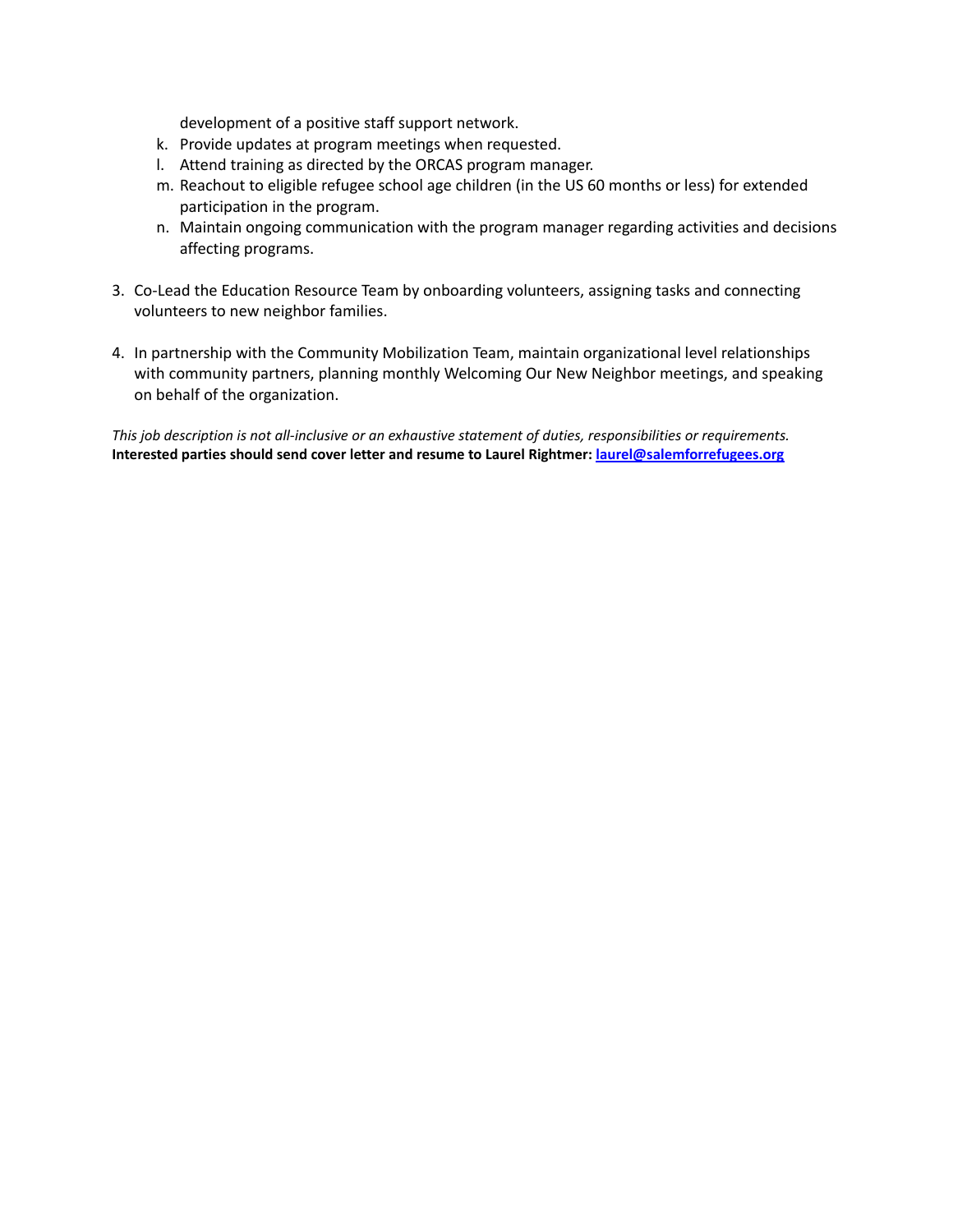development of a positive staff support network.

k. Provide updates at program meetings when requested.
l. Attend training as directed by the ORCAS program manager.
m. Reachout to eligible refugee school age children (in the US 60 months or less) for extended participation in the program.
n. Maintain ongoing communication with the program manager regarding activities and decisions affecting programs.

3. Co-Lead the Education Resource Team by onboarding volunteers, assigning tasks and connecting volunteers to new neighbor families.

4. In partnership with the Community Mobilization Team, maintain organizational level relationships with community partners, planning monthly Welcoming Our New Neighbor meetings, and speaking on behalf of the organization.

*This job description is not all-inclusive or an exhaustive statement of duties, responsibilities or requirements.*
**Interested parties should send cover letter and resume to Laurel Rightmer: [laurel@salemforrefugees.org](mailto:laurel@salemforrefugees.org)**